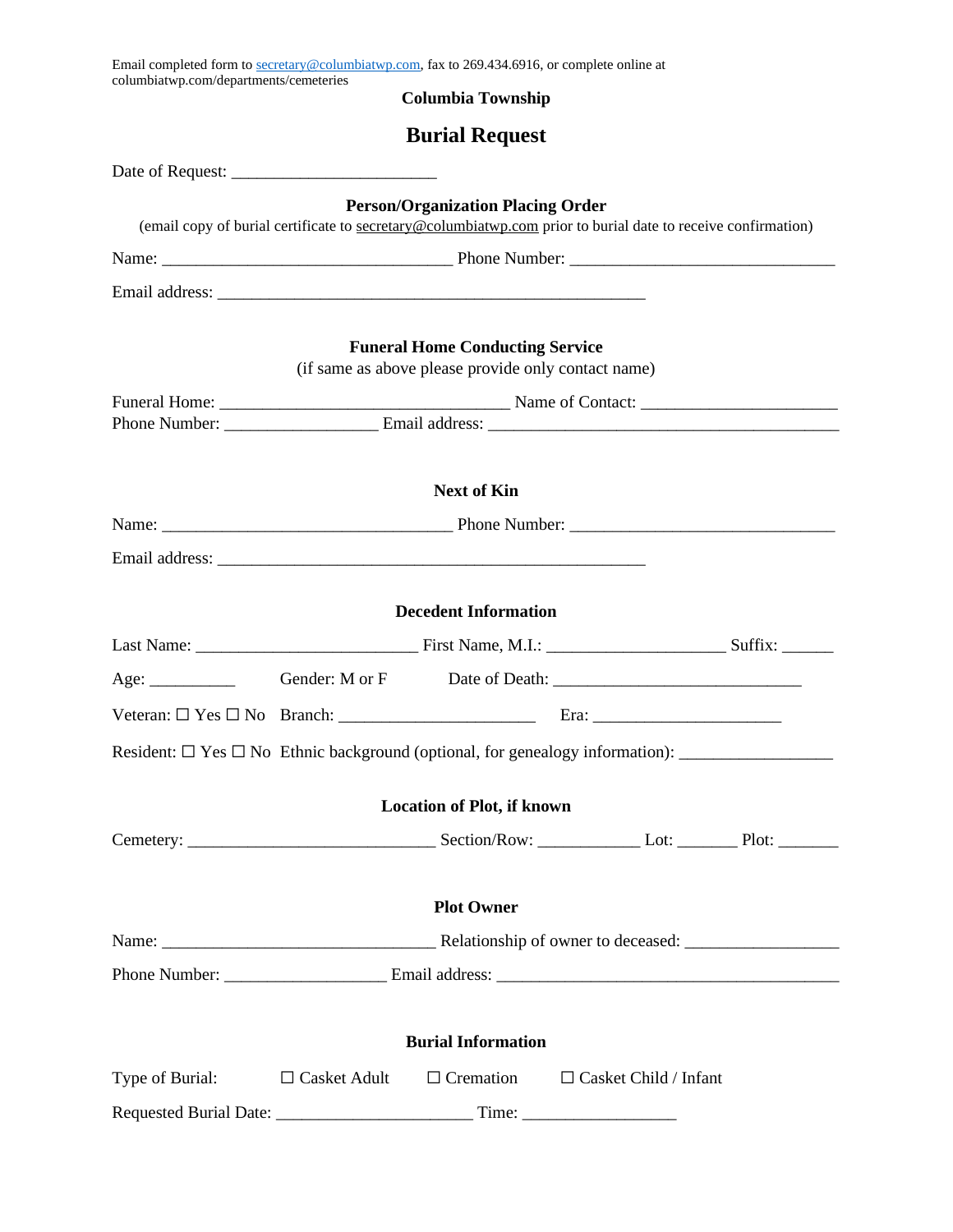Email completed form to secretary@columbiatwp.com, fax to 269.434.6916, or complete online at columbiatwp.com/departments/cemeteries

## Columbia Township

# Burial Request

Date of Request: ________________________

### Person/Organization Placing Order

(email copy of burial certificate to secretary@columbiatwp.com prior to burial date to receive confirmation)

Name: __________________________________ Phone Number: _______________________________

Email address: __________________________________________________

### Funeral Home Conducting Service

(if same as above please provide only contact name)

Funeral Home: __________________________________ Name of Contact: _______________________

Phone Number: __________________ Email address: _________________________________________

### Next of Kin

Name: __________________________________ Phone Number: _______________________________

Email address: __________________________________________________

### Decedent Information

Last Name: __________________________ First Name, M.I.: _____________________ Suffix: ______

Age: __________ Gender: M or F Date of Death: _____________________________

Veteran: ☐ Yes ☐ No Branch: _______________________ Era: ______________________

Resident: ☐ Yes ☐ No Ethnic background (optional, for genealogy information): _________________

### Location of Plot, if known

Cemetery: _____________________________ Section/Row: ____________ Lot: _______ Plot: _______

### Plot Owner

Name: ________________________________ Relationship of owner to deceased: __________________

Phone Number: ___________________ Email address: ________________________________________

### Burial Information

Type of Burial: ☐ Casket Adult ☐ Cremation ☐ Casket Child / Infant

Requested Burial Date: _______________________ Time: __________________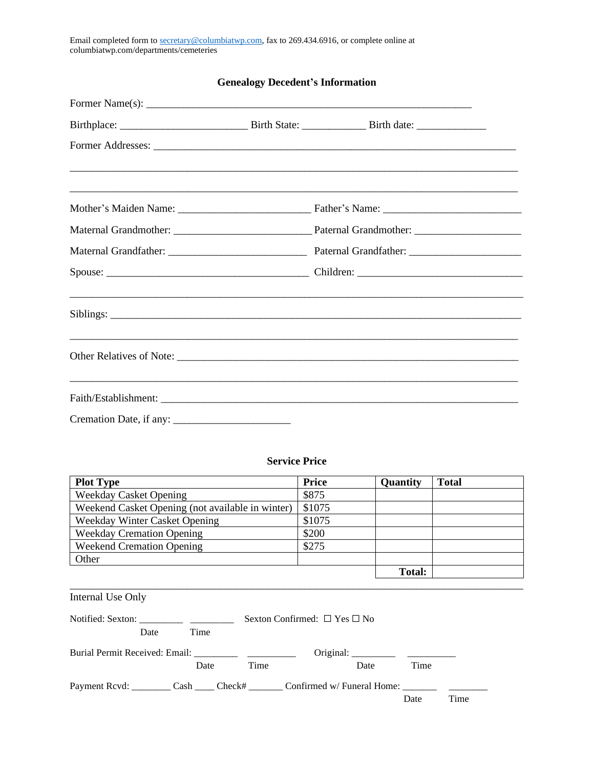Email completed form to secretary@columbiatwp.com, fax to 269.434.6916, or complete online at columbiatwp.com/departments/cemeteries

## Genealogy Decedent's Information

Former Name(s): ___________________________________________________________

Birthplace: ________________________ Birth State: ____________ Birth date: _____________

Former Addresses: ___________________________________________________________________

_____________________________________________________________________________________

_____________________________________________________________________________________

Mother's Maiden Name: ________________________ Father's Name: _________________________

Maternal Grandmother: _________________________ Paternal Grandmother: ___________________

Maternal Grandfather: __________________________ Paternal Grandfather: ____________________

Spouse: ______________________________________ Children: ______________________________

_____________________________________________________________________________________

Siblings: ____________________________________________________________________________

_____________________________________________________________________________________

Other Relatives of Note: ________________________________________________________________

_____________________________________________________________________________________

Faith/Establishment: ____________________________________________________________________

Cremation Date, if any: ______________________

## Service Price

| Plot Type | Price | Quantity | Total |
|---|---|---|---|
| Weekday Casket Opening | $875 | | |
| Weekend Casket Opening (not available in winter) | $1075 | | |
| Weekday Winter Casket Opening | $1075 | | |
| Weekday Cremation Opening | $200 | | |
| Weekend Cremation Opening | $275 | | |
| Other | | | |
| | | **Total:** | |

---

Internal Use Only

Notified: Sexton: _________ _________ Sexton Confirmed: ☐ Yes ☐ No
Date Time

Burial Permit Received: Email: _________ __________ Original: _________ __________
Date Time Date Time

Payment Rcvd: ________ Cash ____ Check# _______ Confirmed w/ Funeral Home: _______ ________
Date Time